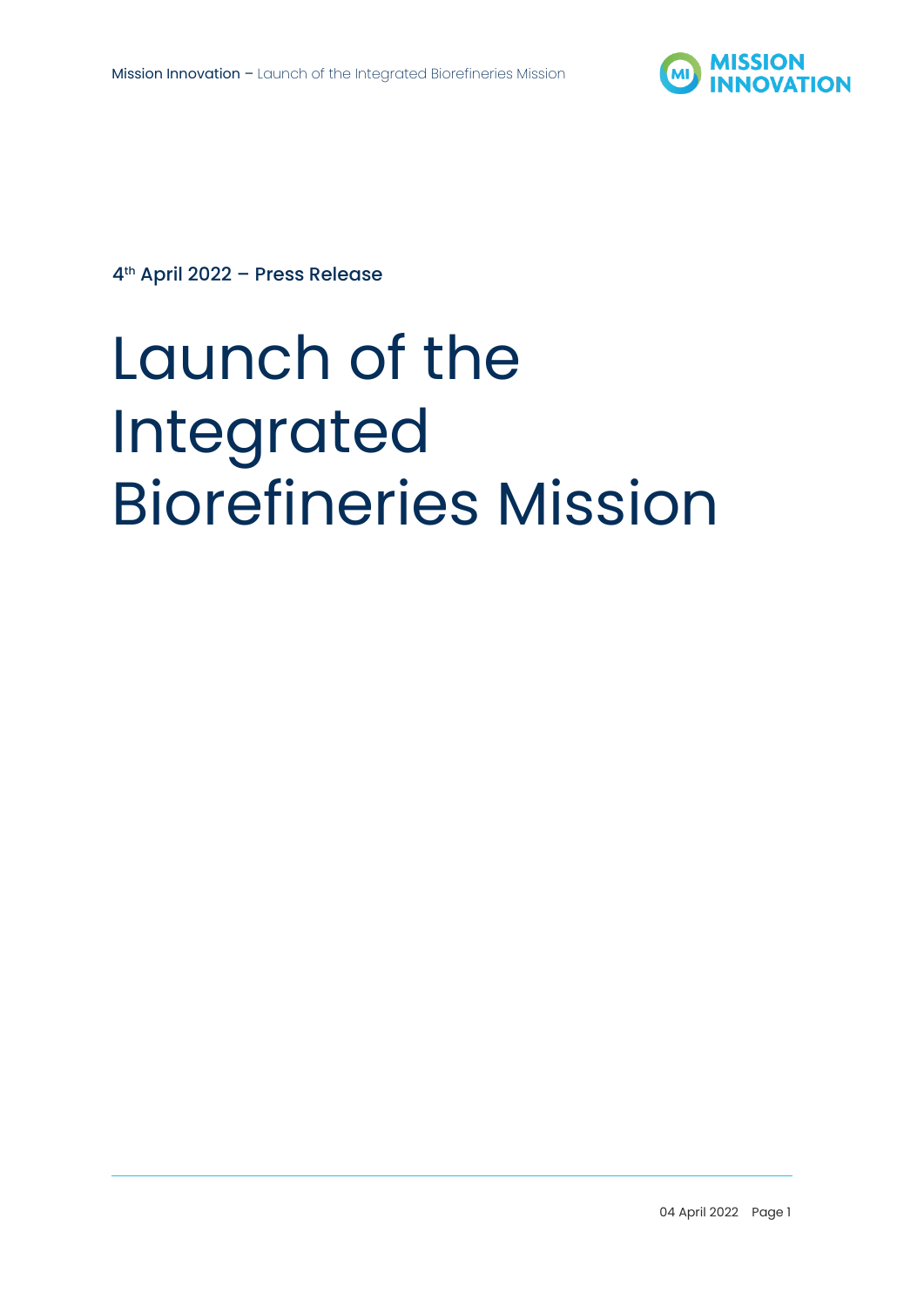4th April 2022 – Press Release

# Launch of the Integrated Biorefineries Mission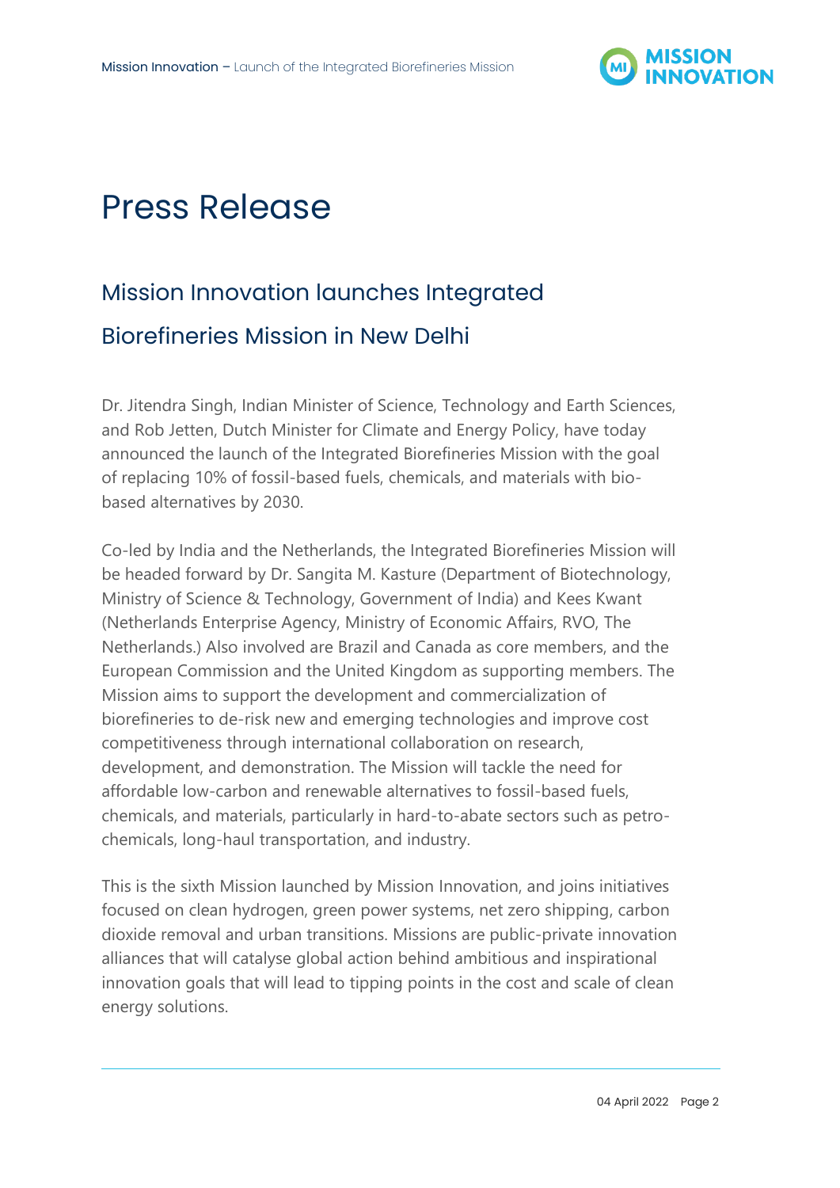# Press Release

## Mission Innovation launches Integrated Biorefineries Mission in New Delhi

Dr. Jitendra Singh, Indian Minister of Science, Technology and Earth Sciences, and Rob Jetten, Dutch Minister for Climate and Energy Policy, have today announced the launch of the Integrated Biorefineries Mission with the goal of replacing 10% of fossil-based fuels, chemicals, and materials with bio-based alternatives by 2030.

Co-led by India and the Netherlands, the Integrated Biorefineries Mission will be headed forward by Dr. Sangita M. Kasture (Department of Biotechnology, Ministry of Science & Technology, Government of India) and Kees Kwant (Netherlands Enterprise Agency, Ministry of Economic Affairs, RVO, The Netherlands.) Also involved are Brazil and Canada as core members, and the European Commission and the United Kingdom as supporting members. The Mission aims to support the development and commercialization of biorefineries to de-risk new and emerging technologies and improve cost competitiveness through international collaboration on research, development, and demonstration. The Mission will tackle the need for affordable low-carbon and renewable alternatives to fossil-based fuels, chemicals, and materials, particularly in hard-to-abate sectors such as petro-chemicals, long-haul transportation, and industry.

This is the sixth Mission launched by Mission Innovation, and joins initiatives focused on clean hydrogen, green power systems, net zero shipping, carbon dioxide removal and urban transitions. Missions are public-private innovation alliances that will catalyse global action behind ambitious and inspirational innovation goals that will lead to tipping points in the cost and scale of clean energy solutions.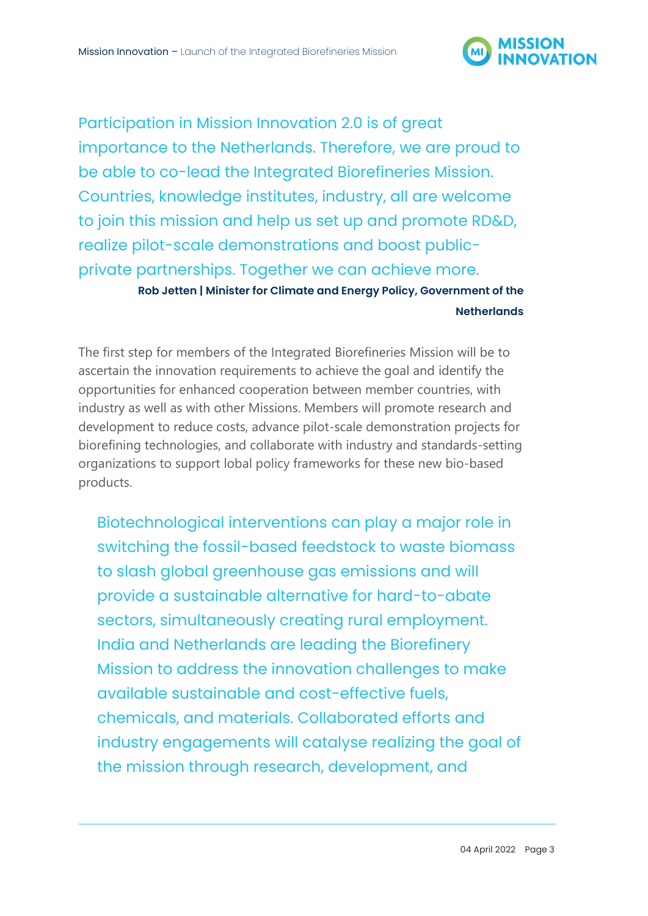> Participation in Mission Innovation 2.0 is of great importance to the Netherlands. Therefore, we are proud to be able to co-lead the Integrated Biorefineries Mission. Countries, knowledge institutes, industry, all are welcome to join this mission and help us set up and promote RD&D, realize pilot-scale demonstrations and boost public-private partnerships. Together we can achieve more.
>
> **Rob Jetten | Minister for Climate and Energy Policy, Government of the Netherlands**

The first step for members of the Integrated Biorefineries Mission will be to ascertain the innovation requirements to achieve the goal and identify the opportunities for enhanced cooperation between member countries, with industry as well as with other Missions. Members will promote research and development to reduce costs, advance pilot-scale demonstration projects for biorefining technologies, and collaborate with industry and standards-setting organizations to support lobal policy frameworks for these new bio-based products.

> Biotechnological interventions can play a major role in switching the fossil-based feedstock to waste biomass to slash global greenhouse gas emissions and will provide a sustainable alternative for hard-to-abate sectors, simultaneously creating rural employment. India and Netherlands are leading the Biorefinery Mission to address the innovation challenges to make available sustainable and cost-effective fuels, chemicals, and materials. Collaborated efforts and industry engagements will catalyse realizing the goal of the mission through research, development, and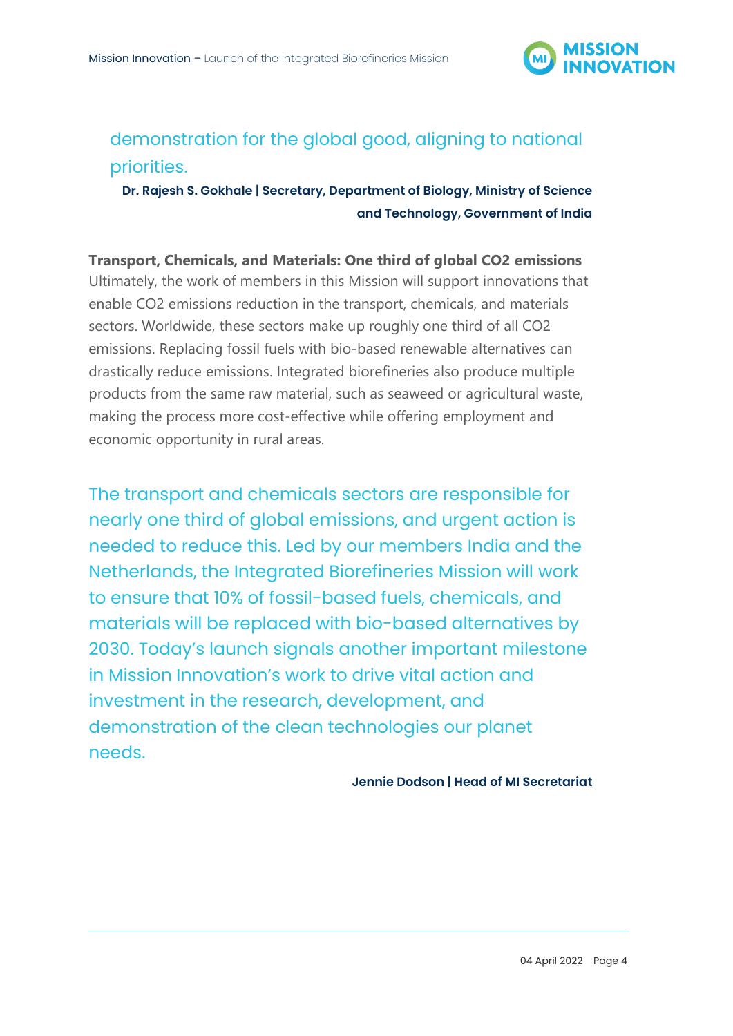demonstration for the global good, aligning to national priorities.

**Dr. Rajesh S. Gokhale | Secretary, Department of Biology, Ministry of Science and Technology, Government of India**

**Transport, Chemicals, and Materials: One third of global $CO_2$ emissions**

Ultimately, the work of members in this Mission will support innovations that enable $CO_2$ emissions reduction in the transport, chemicals, and materials sectors. Worldwide, these sectors make up roughly one third of all $CO_2$ emissions. Replacing fossil fuels with bio-based renewable alternatives can drastically reduce emissions. Integrated biorefineries also produce multiple products from the same raw material, such as seaweed or agricultural waste, making the process more cost-effective while offering employment and economic opportunity in rural areas.

The transport and chemicals sectors are responsible for nearly one third of global emissions, and urgent action is needed to reduce this. Led by our members India and the Netherlands, the Integrated Biorefineries Mission will work to ensure that 10% of fossil-based fuels, chemicals, and materials will be replaced with bio-based alternatives by 2030. Today's launch signals another important milestone in Mission Innovation's work to drive vital action and investment in the research, development, and demonstration of the clean technologies our planet needs.

**Jennie Dodson | Head of MI Secretariat**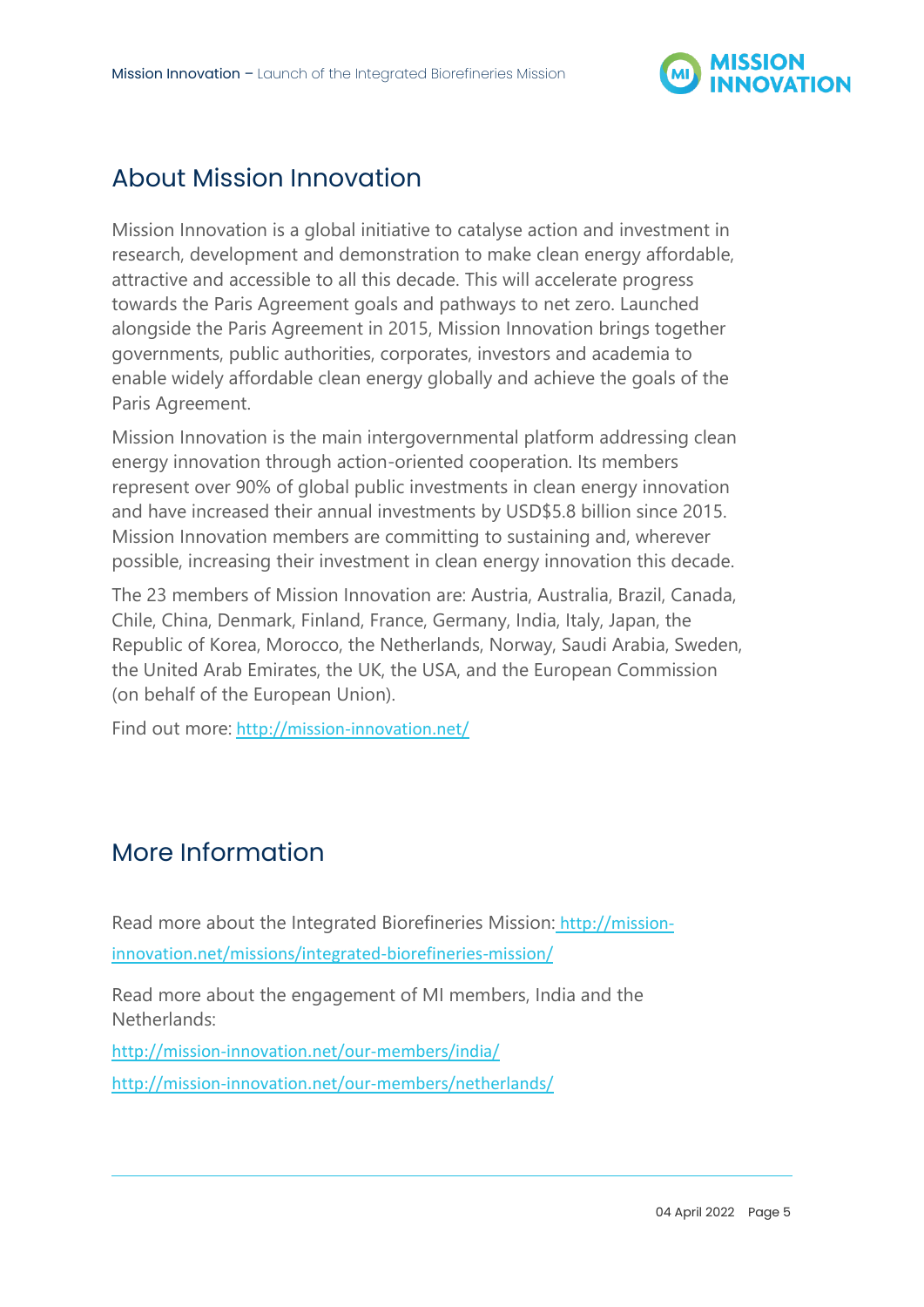## About Mission Innovation

Mission Innovation is a global initiative to catalyse action and investment in research, development and demonstration to make clean energy affordable, attractive and accessible to all this decade. This will accelerate progress towards the Paris Agreement goals and pathways to net zero. Launched alongside the Paris Agreement in 2015, Mission Innovation brings together governments, public authorities, corporates, investors and academia to enable widely affordable clean energy globally and achieve the goals of the Paris Agreement.

Mission Innovation is the main intergovernmental platform addressing clean energy innovation through action-oriented cooperation. Its members represent over 90% of global public investments in clean energy innovation and have increased their annual investments by USD$5.8 billion since 2015. Mission Innovation members are committing to sustaining and, wherever possible, increasing their investment in clean energy innovation this decade.

The 23 members of Mission Innovation are: Austria, Australia, Brazil, Canada, Chile, China, Denmark, Finland, France, Germany, India, Italy, Japan, the Republic of Korea, Morocco, the Netherlands, Norway, Saudi Arabia, Sweden, the United Arab Emirates, the UK, the USA, and the European Commission (on behalf of the European Union).

Find out more: http://mission-innovation.net/

## More Information

Read more about the Integrated Biorefineries Mission: http://mission-innovation.net/missions/integrated-biorefineries-mission/

Read more about the engagement of MI members, India and the Netherlands:

http://mission-innovation.net/our-members/india/

http://mission-innovation.net/our-members/netherlands/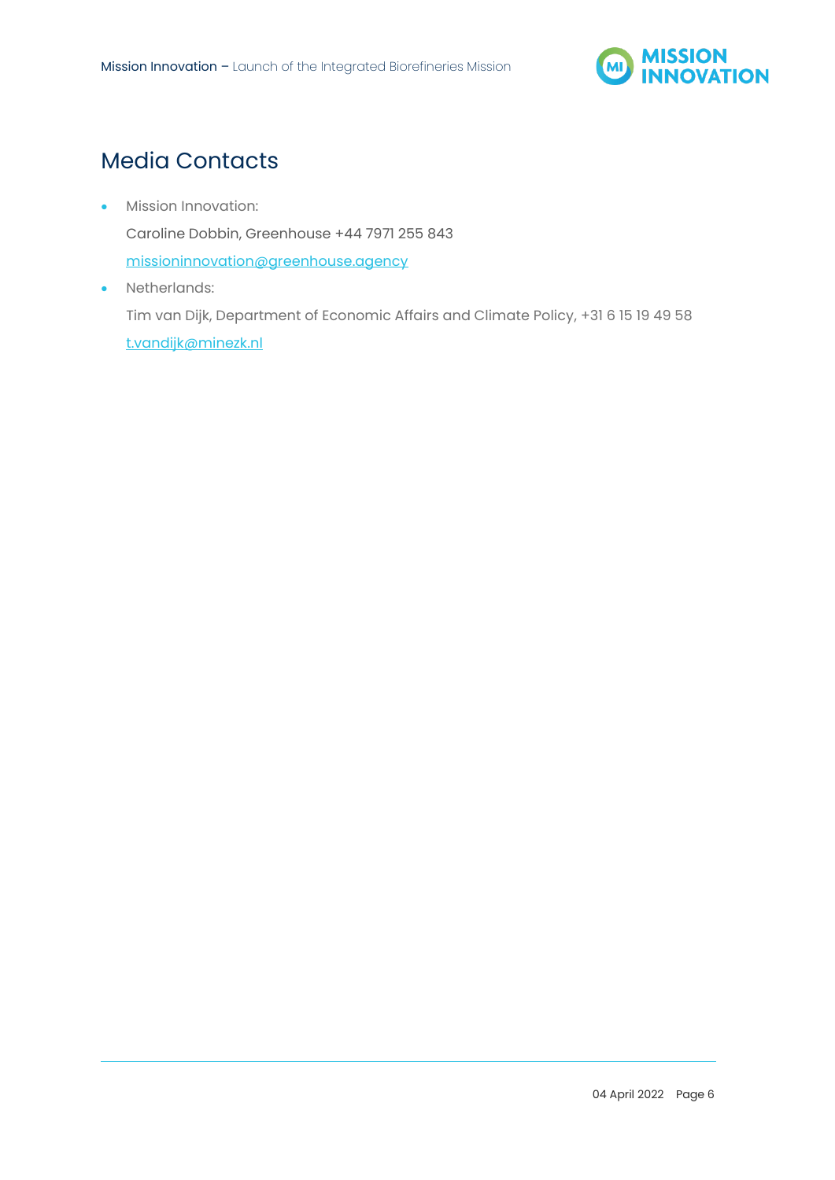## Media Contacts

- Mission Innovation:

  Caroline Dobbin, Greenhouse +44 7971 255 843

  missioninnovation@greenhouse.agency

- Netherlands:

  Tim van Dijk, Department of Economic Affairs and Climate Policy, +31 6 15 19 49 58

  t.vandijk@minezk.nl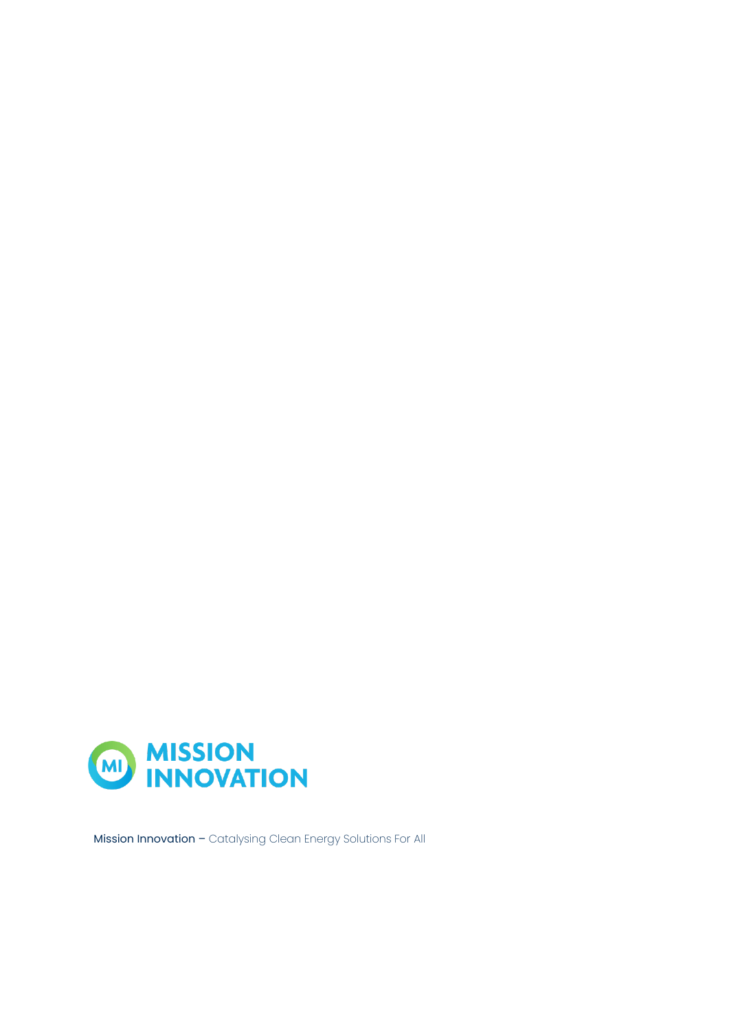MISSION INNOVATION

Mission Innovation – Catalysing Clean Energy Solutions For All